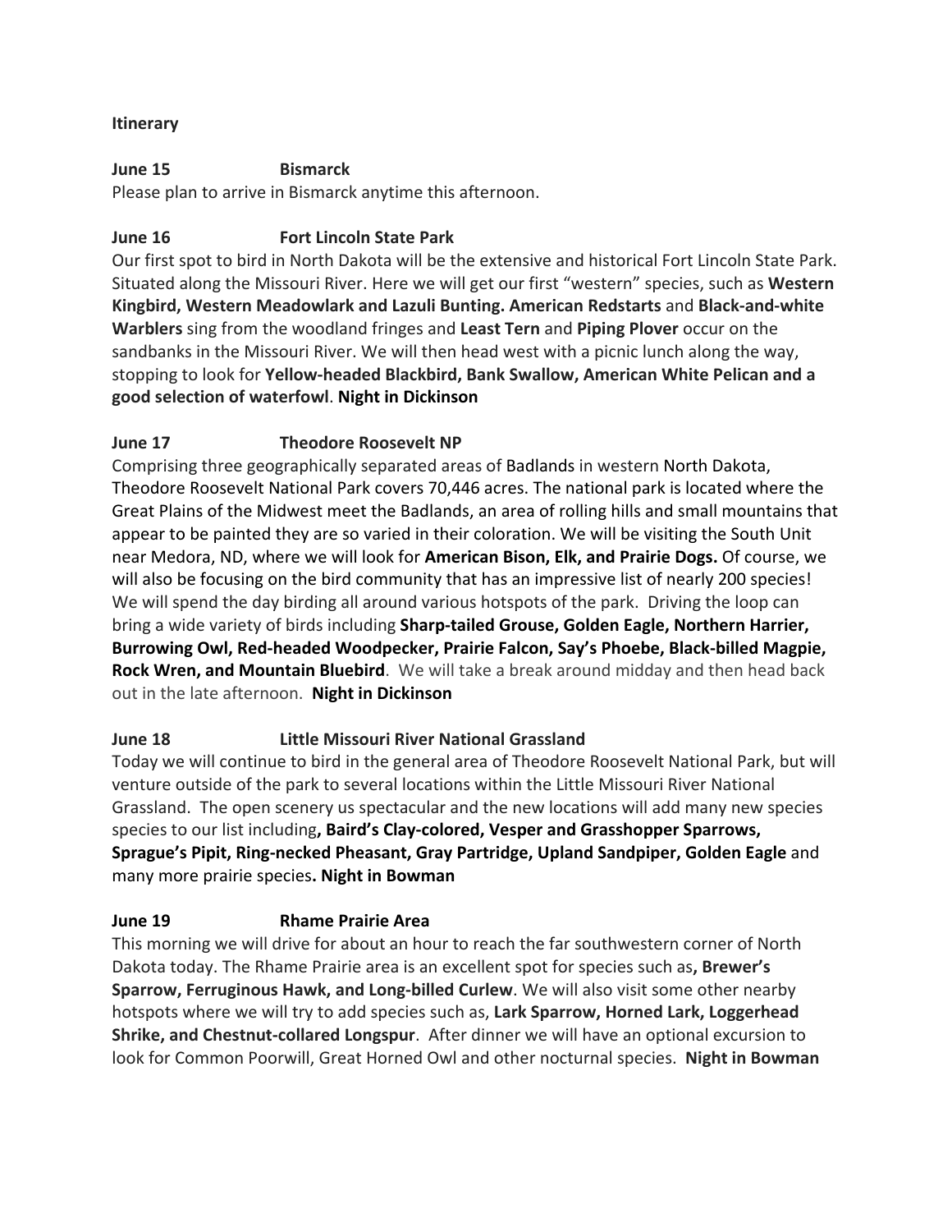**Itinerary**

**June 15 Bismarck**

Please plan to arrive in Bismarck anytime this afternoon.

**June 16 Fort Lincoln State Park**

Our first spot to bird in North Dakota will be the extensive and historical Fort Lincoln State Park. Situated along the Missouri River. Here we will get our first "western" species, such as **Western Kingbird, Western Meadowlark and Lazuli Bunting. American Redstarts** and **Black-and-white Warblers** sing from the woodland fringes and **Least Tern** and **Piping Plover** occur on the sandbanks in the Missouri River. We will then head west with a picnic lunch along the way, stopping to look for **Yellow-headed Blackbird, Bank Swallow, American White Pelican and a good selection of waterfowl**. **Night in Dickinson**

**June 17 Theodore Roosevelt NP**

Comprising three geographically separated areas of Badlands in western North Dakota, Theodore Roosevelt National Park covers 70,446 acres. The national park is located where the Great Plains of the Midwest meet the Badlands, an area of rolling hills and small mountains that appear to be painted they are so varied in their coloration. We will be visiting the South Unit near Medora, ND, where we will look for **American Bison, Elk, and Prairie Dogs.** Of course, we will also be focusing on the bird community that has an impressive list of nearly 200 species! We will spend the day birding all around various hotspots of the park. Driving the loop can bring a wide variety of birds including **Sharp-tailed Grouse, Golden Eagle, Northern Harrier, Burrowing Owl, Red-headed Woodpecker, Prairie Falcon, Say's Phoebe, Black-billed Magpie, Rock Wren, and Mountain Bluebird**. We will take a break around midday and then head back out in the late afternoon. **Night in Dickinson**

**June 18 Little Missouri River National Grassland**

Today we will continue to bird in the general area of Theodore Roosevelt National Park, but will venture outside of the park to several locations within the Little Missouri River National Grassland. The open scenery us spectacular and the new locations will add many new species species to our list including**, Baird's Clay-colored, Vesper and Grasshopper Sparrows, Sprague's Pipit, Ring-necked Pheasant, Gray Partridge, Upland Sandpiper, Golden Eagle** and many more prairie species**. Night in Bowman**

**June 19 Rhame Prairie Area**

This morning we will drive for about an hour to reach the far southwestern corner of North Dakota today. The Rhame Prairie area is an excellent spot for species such as**, Brewer's Sparrow, Ferruginous Hawk, and Long-billed Curlew**. We will also visit some other nearby hotspots where we will try to add species such as, **Lark Sparrow, Horned Lark, Loggerhead Shrike, and Chestnut-collared Longspur**. After dinner we will have an optional excursion to look for Common Poorwill, Great Horned Owl and other nocturnal species. **Night in Bowman**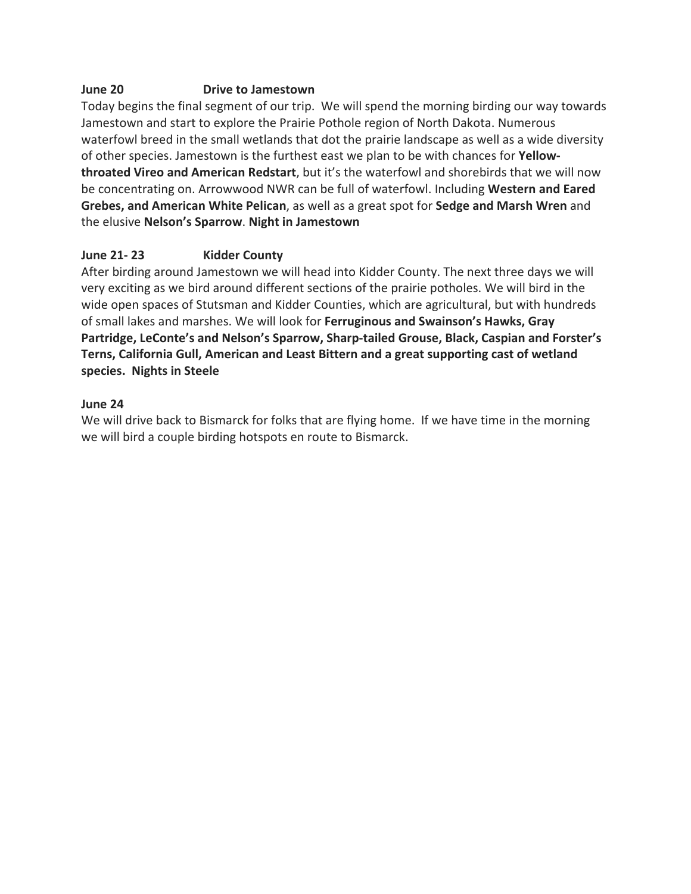**June 20 Drive to Jamestown**

Today begins the final segment of our trip. We will spend the morning birding our way towards Jamestown and start to explore the Prairie Pothole region of North Dakota. Numerous waterfowl breed in the small wetlands that dot the prairie landscape as well as a wide diversity of other species. Jamestown is the furthest east we plan to be with chances for **Yellow-throated Vireo and American Redstart**, but it's the waterfowl and shorebirds that we will now be concentrating on. Arrowwood NWR can be full of waterfowl. Including **Western and Eared Grebes, and American White Pelican**, as well as a great spot for **Sedge and Marsh Wren** and the elusive **Nelson's Sparrow**. **Night in Jamestown**

**June 21- 23 Kidder County**

After birding around Jamestown we will head into Kidder County. The next three days we will very exciting as we bird around different sections of the prairie potholes. We will bird in the wide open spaces of Stutsman and Kidder Counties, which are agricultural, but with hundreds of small lakes and marshes. We will look for **Ferruginous and Swainson's Hawks, Gray Partridge, LeConte's and Nelson's Sparrow, Sharp-tailed Grouse, Black, Caspian and Forster's Terns, California Gull, American and Least Bittern and a great supporting cast of wetland species. Nights in Steele**

**June 24**

We will drive back to Bismarck for folks that are flying home. If we have time in the morning we will bird a couple birding hotspots en route to Bismarck.